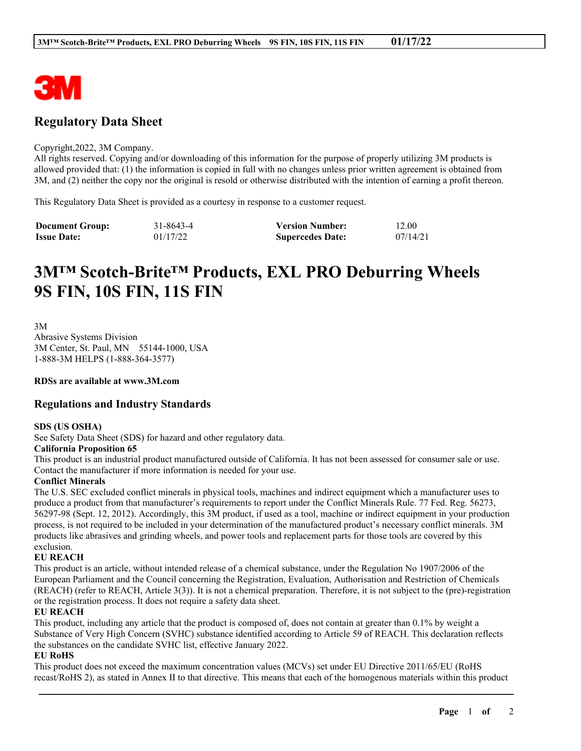# Regulatory Data Sheet

Copyright,2022, 3M Company.
All rights reserved. Copying and/or downloading of this information for the purpose of properly utilizing 3M products is allowed provided that: (1) the information is copied in full with no changes unless prior written agreement is obtained from 3M, and (2) neither the copy nor the original is resold or otherwise distributed with the intention of earning a profit thereon.

This Regulatory Data Sheet is provided as a courtesy in response to a customer request.

| **Document Group:** | 31-8643-4 | **Version Number:** | 12.00 |
|---|---|---|---|
| **Issue Date:** | 01/17/22 | **Supercedes Date:** | 07/14/21 |

# 3M™ Scotch-Brite™ Products, EXL PRO Deburring Wheels 9S FIN, 10S FIN, 11S FIN

3M
Abrasive Systems Division
3M Center, St. Paul, MN 55144-1000, USA
1-888-3M HELPS (1-888-364-3577)

**RDSs are available at www.3M.com**

## Regulations and Industry Standards

**SDS (US OSHA)**
See Safety Data Sheet (SDS) for hazard and other regulatory data.

**California Proposition 65**
This product is an industrial product manufactured outside of California. It has not been assessed for consumer sale or use. Contact the manufacturer if more information is needed for your use.

**Conflict Minerals**
The U.S. SEC excluded conflict minerals in physical tools, machines and indirect equipment which a manufacturer uses to produce a product from that manufacturer's requirements to report under the Conflict Minerals Rule. 77 Fed. Reg. 56273, 56297-98 (Sept. 12, 2012). Accordingly, this 3M product, if used as a tool, machine or indirect equipment in your production process, is not required to be included in your determination of the manufactured product's necessary conflict minerals. 3M products like abrasives and grinding wheels, and power tools and replacement parts for those tools are covered by this exclusion.

**EU REACH**
This product is an article, without intended release of a chemical substance, under the Regulation No 1907/2006 of the European Parliament and the Council concerning the Registration, Evaluation, Authorisation and Restriction of Chemicals (REACH) (refer to REACH, Article 3(3)). It is not a chemical preparation. Therefore, it is not subject to the (pre)-registration or the registration process. It does not require a safety data sheet.

**EU REACH**
This product, including any article that the product is composed of, does not contain at greater than 0.1% by weight a Substance of Very High Concern (SVHC) substance identified according to Article 59 of REACH. This declaration reflects the substances on the candidate SVHC list, effective January 2022.

**EU RoHS**
This product does not exceed the maximum concentration values (MCVs) set under EU Directive 2011/65/EU (RoHS recast/RoHS 2), as stated in Annex II to that directive. This means that each of the homogenous materials within this product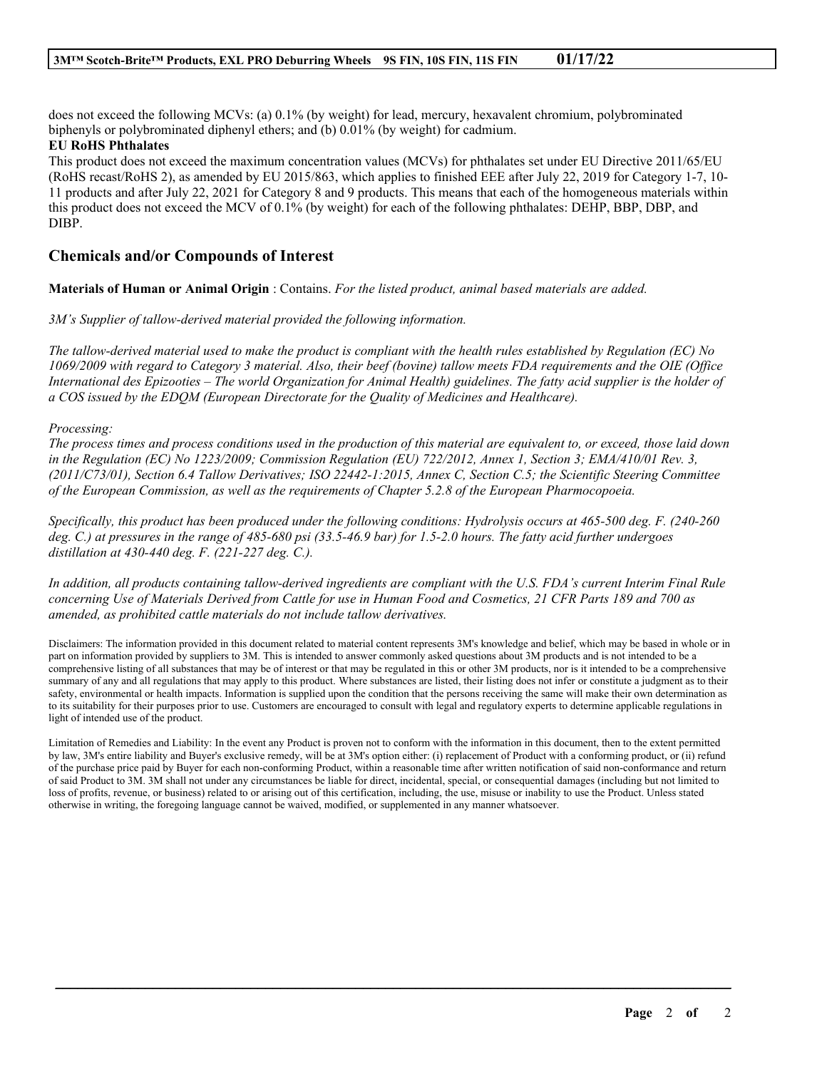does not exceed the following MCVs: (a) 0.1% (by weight) for lead, mercury, hexavalent chromium, polybrominated biphenyls or polybrominated diphenyl ethers; and (b) 0.01% (by weight) for cadmium.

**EU RoHS Phthalates**

This product does not exceed the maximum concentration values (MCVs) for phthalates set under EU Directive 2011/65/EU (RoHS recast/RoHS 2), as amended by EU 2015/863, which applies to finished EEE after July 22, 2019 for Category 1-7, 10-11 products and after July 22, 2021 for Category 8 and 9 products. This means that each of the homogeneous materials within this product does not exceed the MCV of 0.1% (by weight) for each of the following phthalates: DEHP, BBP, DBP, and DIBP.

## Chemicals and/or Compounds of Interest

**Materials of Human or Animal Origin** : Contains. *For the listed product, animal based materials are added.*

*3M's Supplier of tallow-derived material provided the following information.*

*The tallow-derived material used to make the product is compliant with the health rules established by Regulation (EC) No 1069/2009 with regard to Category 3 material. Also, their beef (bovine) tallow meets FDA requirements and the OIE (Office International des Epizooties – The world Organization for Animal Health) guidelines. The fatty acid supplier is the holder of a COS issued by the EDQM (European Directorate for the Quality of Medicines and Healthcare).*

*Processing:*

*The process times and process conditions used in the production of this material are equivalent to, or exceed, those laid down in the Regulation (EC) No 1223/2009; Commission Regulation (EU) 722/2012, Annex 1, Section 3; EMA/410/01 Rev. 3, (2011/C73/01), Section 6.4 Tallow Derivatives; ISO 22442-1:2015, Annex C, Section C.5; the Scientific Steering Committee of the European Commission, as well as the requirements of Chapter 5.2.8 of the European Pharmocopoeia.*

*Specifically, this product has been produced under the following conditions: Hydrolysis occurs at 465-500 deg. F. (240-260 deg. C.) at pressures in the range of 485-680 psi (33.5-46.9 bar) for 1.5-2.0 hours. The fatty acid further undergoes distillation at 430-440 deg. F. (221-227 deg. C.).*

*In addition, all products containing tallow-derived ingredients are compliant with the U.S. FDA's current Interim Final Rule concerning Use of Materials Derived from Cattle for use in Human Food and Cosmetics, 21 CFR Parts 189 and 700 as amended, as prohibited cattle materials do not include tallow derivatives.*

Disclaimers: The information provided in this document related to material content represents 3M's knowledge and belief, which may be based in whole or in part on information provided by suppliers to 3M. This is intended to answer commonly asked questions about 3M products and is not intended to be a comprehensive listing of all substances that may be of interest or that may be regulated in this or other 3M products, nor is it intended to be a comprehensive summary of any and all regulations that may apply to this product. Where substances are listed, their listing does not infer or constitute a judgment as to their safety, environmental or health impacts. Information is supplied upon the condition that the persons receiving the same will make their own determination as to its suitability for their purposes prior to use. Customers are encouraged to consult with legal and regulatory experts to determine applicable regulations in light of intended use of the product.

Limitation of Remedies and Liability: In the event any Product is proven not to conform with the information in this document, then to the extent permitted by law, 3M's entire liability and Buyer's exclusive remedy, will be at 3M's option either: (i) replacement of Product with a conforming product, or (ii) refund of the purchase price paid by Buyer for each non-conforming Product, within a reasonable time after written notification of said non-conformance and return of said Product to 3M. 3M shall not under any circumstances be liable for direct, incidental, special, or consequential damages (including but not limited to loss of profits, revenue, or business) related to or arising out of this certification, including, the use, misuse or inability to use the Product. Unless stated otherwise in writing, the foregoing language cannot be waived, modified, or supplemented in any manner whatsoever.